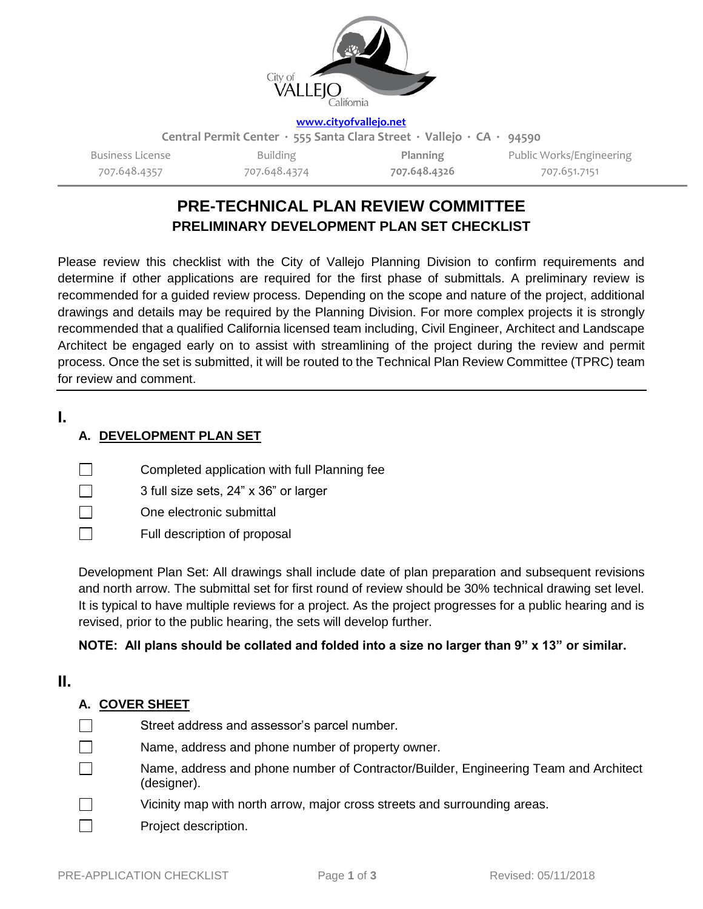City of VALLEJO California

www.cityofvallejo.net

Central Permit Center · 555 Santa Clara Street · Vallejo · CA · 94590

| Business License | Building | Planning | Public Works/Engineering |
| --- | --- | --- | --- |
| 707.648.4357 | 707.648.4374 | **707.648.4326** | 707.651.7151 |

# PRE-TECHNICAL PLAN REVIEW COMMITTEE

## PRELIMINARY DEVELOPMENT PLAN SET CHECKLIST

Please review this checklist with the City of Vallejo Planning Division to confirm requirements and determine if other applications are required for the first phase of submittals. A preliminary review is recommended for a guided review process. Depending on the scope and nature of the project, additional drawings and details may be required by the Planning Division. For more complex projects it is strongly recommended that a qualified California licensed team including, Civil Engineer, Architect and Landscape Architect be engaged early on to assist with streamlining of the project during the review and permit process. Once the set is submitted, it will be routed to the Technical Plan Review Committee (TPRC) team for review and comment.

## I.

### A. DEVELOPMENT PLAN SET

- ☐ Completed application with full Planning fee
- ☐ 3 full size sets, 24" x 36" or larger
- ☐ One electronic submittal
- ☐ Full description of proposal

Development Plan Set: All drawings shall include date of plan preparation and subsequent revisions and north arrow. The submittal set for first round of review should be 30% technical drawing set level. It is typical to have multiple reviews for a project. As the project progresses for a public hearing and is revised, prior to the public hearing, the sets will develop further.

**NOTE: All plans should be collated and folded into a size no larger than 9" x 13" or similar.**

## II.

### A. COVER SHEET

- ☐ Street address and assessor's parcel number.
- ☐ Name, address and phone number of property owner.
- ☐ Name, address and phone number of Contractor/Builder, Engineering Team and Architect (designer).
- ☐ Vicinity map with north arrow, major cross streets and surrounding areas.
- ☐ Project description.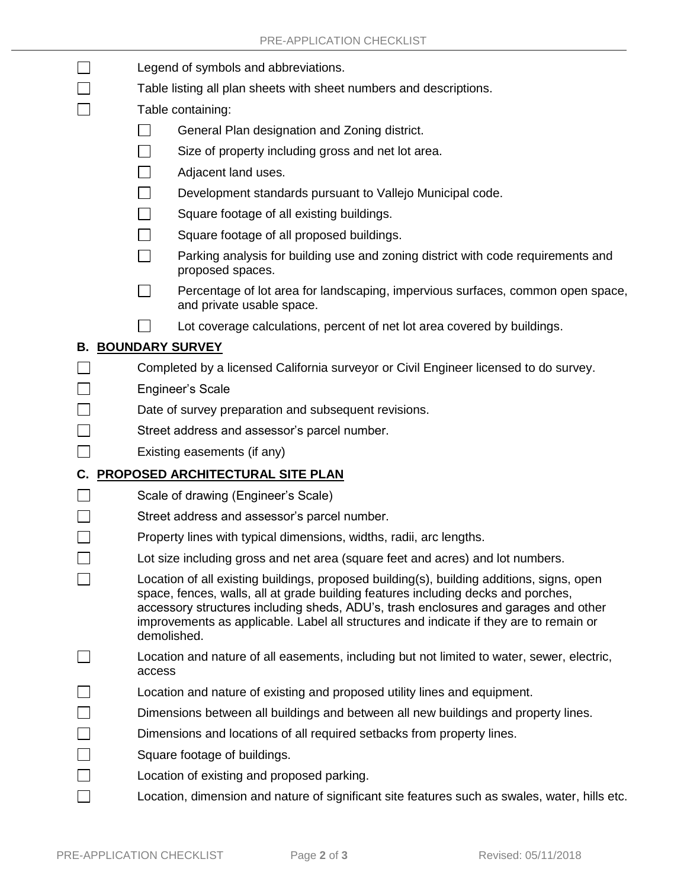- [ ] Legend of symbols and abbreviations.
- [ ] Table listing all plan sheets with sheet numbers and descriptions.
- [ ] Table containing:
    - [ ] General Plan designation and Zoning district.
    - [ ] Size of property including gross and net lot area.
    - [ ] Adjacent land uses.
    - [ ] Development standards pursuant to Vallejo Municipal code.
    - [ ] Square footage of all existing buildings.
    - [ ] Square footage of all proposed buildings.
    - [ ] Parking analysis for building use and zoning district with code requirements and proposed spaces.
    - [ ] Percentage of lot area for landscaping, impervious surfaces, common open space, and private usable space.
    - [ ] Lot coverage calculations, percent of net lot area covered by buildings.

### B. BOUNDARY SURVEY

- [ ] Completed by a licensed California surveyor or Civil Engineer licensed to do survey.
- [ ] Engineer's Scale
- [ ] Date of survey preparation and subsequent revisions.
- [ ] Street address and assessor's parcel number.
- [ ] Existing easements (if any)

### C. PROPOSED ARCHITECTURAL SITE PLAN

- [ ] Scale of drawing (Engineer's Scale)
- [ ] Street address and assessor's parcel number.
- [ ] Property lines with typical dimensions, widths, radii, arc lengths.
- [ ] Lot size including gross and net area (square feet and acres) and lot numbers.
- [ ] Location of all existing buildings, proposed building(s), building additions, signs, open space, fences, walls, all at grade building features including decks and porches, accessory structures including sheds, ADU's, trash enclosures and garages and other improvements as applicable. Label all structures and indicate if they are to remain or demolished.
- [ ] Location and nature of all easements, including but not limited to water, sewer, electric, access
- [ ] Location and nature of existing and proposed utility lines and equipment.
- [ ] Dimensions between all buildings and between all new buildings and property lines.
- [ ] Dimensions and locations of all required setbacks from property lines.
- [ ] Square footage of buildings.
- [ ] Location of existing and proposed parking.
- [ ] Location, dimension and nature of significant site features such as swales, water, hills etc.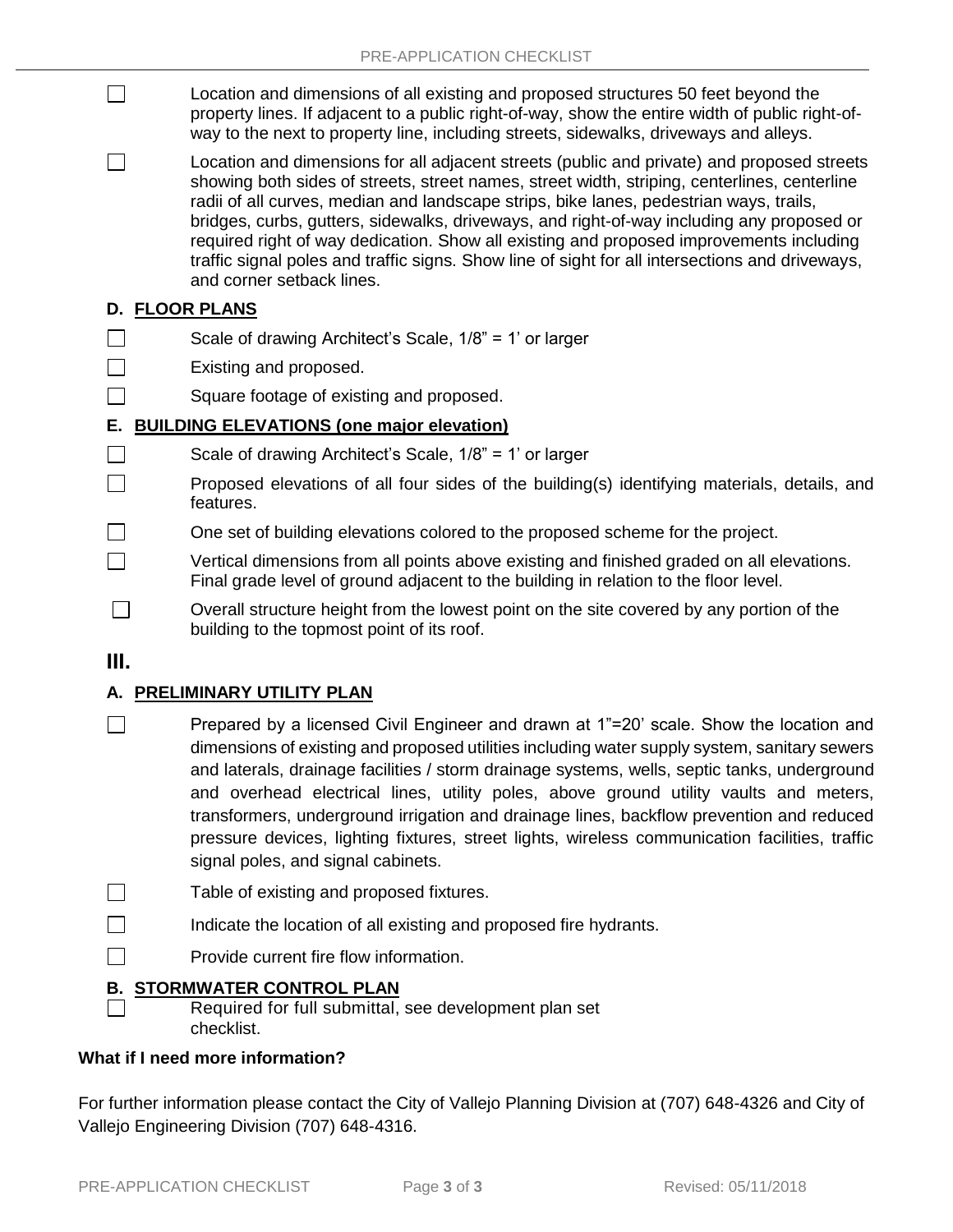- [ ] Location and dimensions of all existing and proposed structures 50 feet beyond the property lines. If adjacent to a public right-of-way, show the entire width of public right-of-way to the next to property line, including streets, sidewalks, driveways and alleys.
- [ ] Location and dimensions for all adjacent streets (public and private) and proposed streets showing both sides of streets, street names, street width, striping, centerlines, centerline radii of all curves, median and landscape strips, bike lanes, pedestrian ways, trails, bridges, curbs, gutters, sidewalks, driveways, and right-of-way including any proposed or required right of way dedication. Show all existing and proposed improvements including traffic signal poles and traffic signs. Show line of sight for all intersections and driveways, and corner setback lines.

### D. FLOOR PLANS

- [ ] Scale of drawing Architect's Scale, 1/8" = 1' or larger
- [ ] Existing and proposed.
- [ ] Square footage of existing and proposed.

### E. BUILDING ELEVATIONS (one major elevation)

- [ ] Scale of drawing Architect's Scale, 1/8" = 1' or larger
- [ ] Proposed elevations of all four sides of the building(s) identifying materials, details, and features.
- [ ] One set of building elevations colored to the proposed scheme for the project.
- [ ] Vertical dimensions from all points above existing and finished graded on all elevations. Final grade level of ground adjacent to the building in relation to the floor level.
- [ ] Overall structure height from the lowest point on the site covered by any portion of the building to the topmost point of its roof.

## III.

### A. PRELIMINARY UTILITY PLAN

- [ ] Prepared by a licensed Civil Engineer and drawn at 1"=20' scale. Show the location and dimensions of existing and proposed utilities including water supply system, sanitary sewers and laterals, drainage facilities / storm drainage systems, wells, septic tanks, underground and overhead electrical lines, utility poles, above ground utility vaults and meters, transformers, underground irrigation and drainage lines, backflow prevention and reduced pressure devices, lighting fixtures, street lights, wireless communication facilities, traffic signal poles, and signal cabinets.
- [ ] Table of existing and proposed fixtures.
- [ ] Indicate the location of all existing and proposed fire hydrants.
- [ ] Provide current fire flow information.

### B. STORMWATER CONTROL PLAN

- [ ] Required for full submittal, see development plan set checklist.

**What if I need more information?**

For further information please contact the City of Vallejo Planning Division at (707) 648-4326 and City of Vallejo Engineering Division (707) 648-4316.